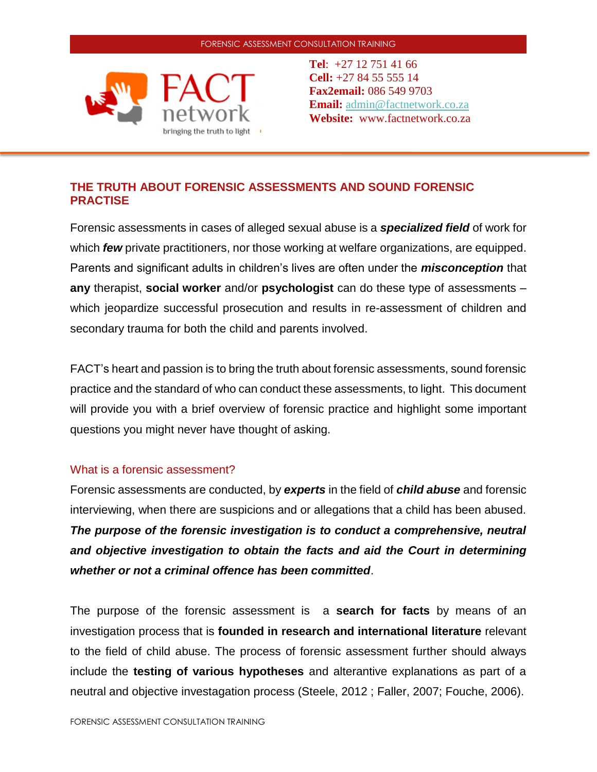FACT network
bringing the truth to light

**Tel**: +27 12 751 41 66
**Cell:** +27 84 55 555 14
**Fax2email:** 086 549 9703
**Email:** admin@factnetwork.co.za
**Website:** www.factnetwork.co.za

## THE TRUTH ABOUT FORENSIC ASSESSMENTS AND SOUND FORENSIC PRACTISE

Forensic assessments in cases of alleged sexual abuse is a ***specialized field*** of work for which ***few*** private practitioners, nor those working at welfare organizations, are equipped. Parents and significant adults in children's lives are often under the ***misconception*** that **any** therapist, **social worker** and/or **psychologist** can do these type of assessments – which jeopardize successful prosecution and results in re-assessment of children and secondary trauma for both the child and parents involved.

FACT's heart and passion is to bring the truth about forensic assessments, sound forensic practice and the standard of who can conduct these assessments, to light. This document will provide you with a brief overview of forensic practice and highlight some important questions you might never have thought of asking.

### What is a forensic assessment?

Forensic assessments are conducted, by ***experts*** in the field of ***child abuse*** and forensic interviewing, when there are suspicions and or allegations that a child has been abused. ***The purpose of the forensic investigation is to conduct a comprehensive, neutral and objective investigation to obtain the facts and aid the Court in determining whether or not a criminal offence has been committed***.

The purpose of the forensic assessment is a **search for facts** by means of an investigation process that is **founded in research and international literature** relevant to the field of child abuse. The process of forensic assessment further should always include the **testing of various hypotheses** and alterantive explanations as part of a neutral and objective investagation process (Steele, 2012 ; Faller, 2007; Fouche, 2006).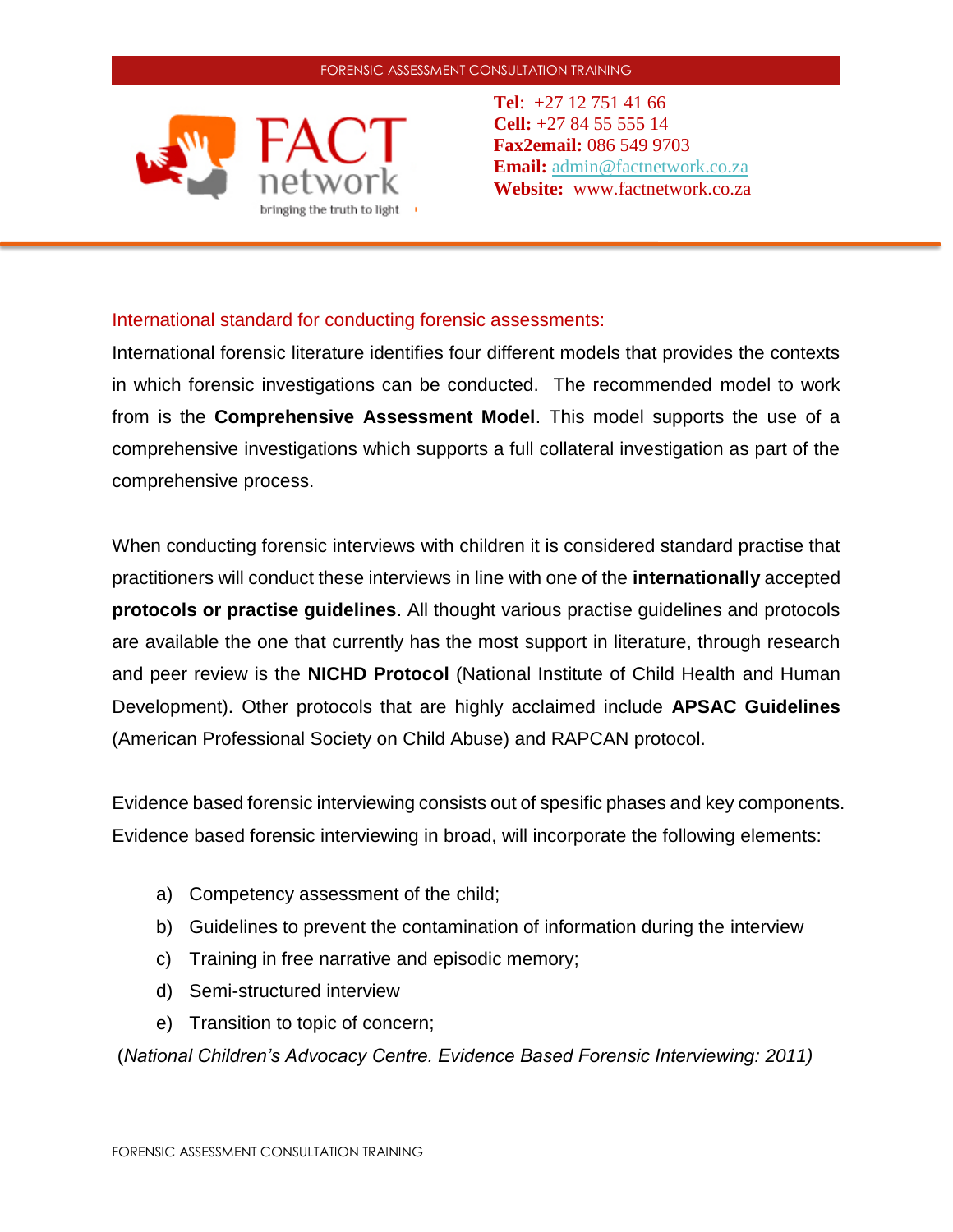## International standard for conducting forensic assessments:

International forensic literature identifies four different models that provides the contexts in which forensic investigations can be conducted. The recommended model to work from is the **Comprehensive Assessment Model**. This model supports the use of a comprehensive investigations which supports a full collateral investigation as part of the comprehensive process.

When conducting forensic interviews with children it is considered standard practise that practitioners will conduct these interviews in line with one of the **internationally** accepted **protocols or practise guidelines**. All thought various practise guidelines and protocols are available the one that currently has the most support in literature, through research and peer review is the **NICHD Protocol** (National Institute of Child Health and Human Development). Other protocols that are highly acclaimed include **APSAC Guidelines** (American Professional Society on Child Abuse) and RAPCAN protocol.

Evidence based forensic interviewing consists out of spesific phases and key components. Evidence based forensic interviewing in broad, will incorporate the following elements:

a) Competency assessment of the child;
b) Guidelines to prevent the contamination of information during the interview
c) Training in free narrative and episodic memory;
d) Semi-structured interview
e) Transition to topic of concern;

(*National Children's Advocacy Centre. Evidence Based Forensic Interviewing: 2011)*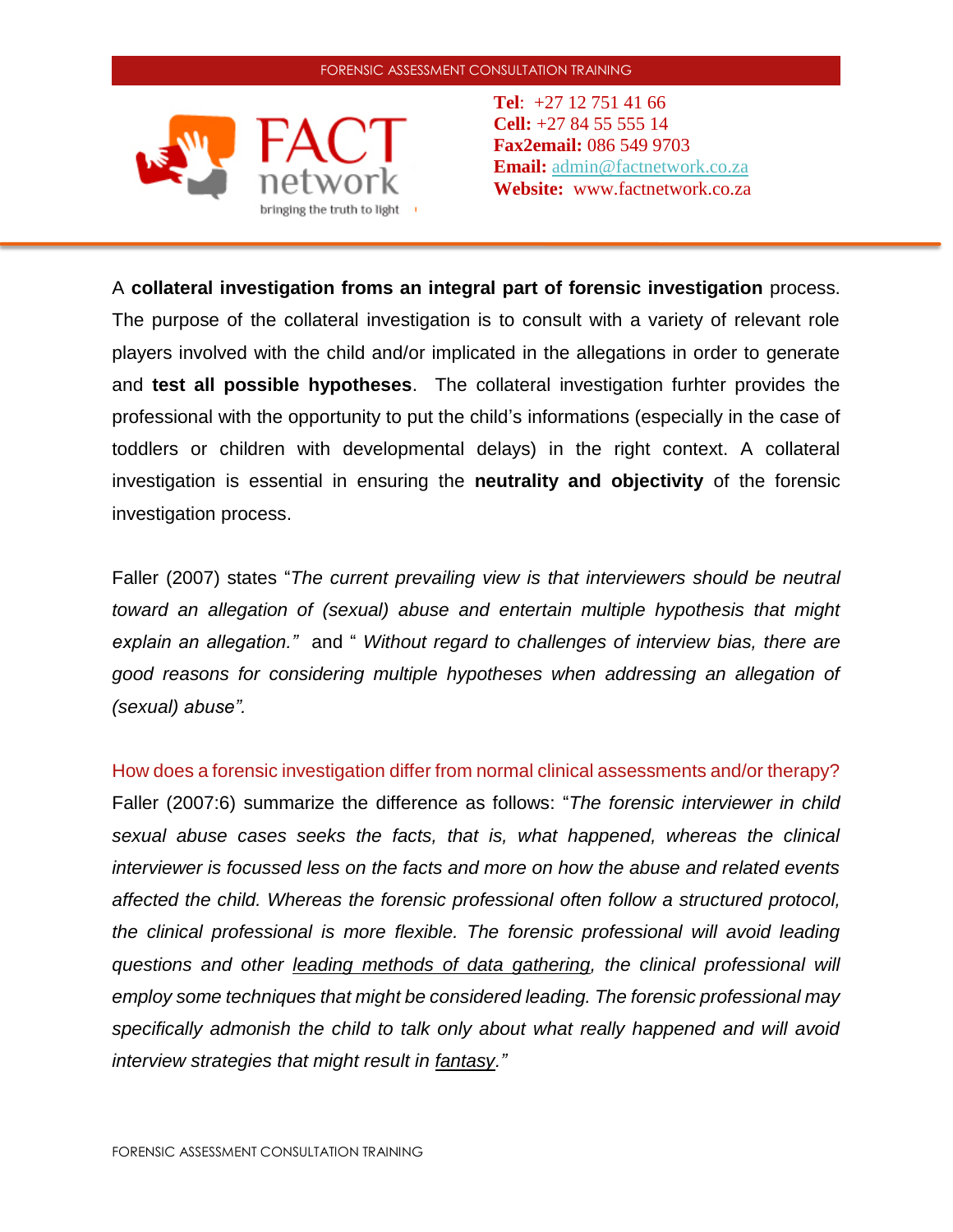A **collateral investigation froms an integral part of forensic investigation** process. The purpose of the collateral investigation is to consult with a variety of relevant role players involved with the child and/or implicated in the allegations in order to generate and **test all possible hypotheses**. The collateral investigation furhter provides the professional with the opportunity to put the child's informations (especially in the case of toddlers or children with developmental delays) in the right context. A collateral investigation is essential in ensuring the **neutrality and objectivity** of the forensic investigation process.

Faller (2007) states "*The current prevailing view is that interviewers should be neutral toward an allegation of (sexual) abuse and entertain multiple hypothesis that might explain an allegation.*" and " *Without regard to challenges of interview bias, there are good reasons for considering multiple hypotheses when addressing an allegation of (sexual) abuse".*

## How does a forensic investigation differ from normal clinical assessments and/or therapy?

Faller (2007:6) summarize the difference as follows: "*The forensic interviewer in child sexual abuse cases seeks the facts, that is, what happened, whereas the clinical interviewer is focussed less on the facts and more on how the abuse and related events affected the child. Whereas the forensic professional often follow a structured protocol, the clinical professional is more flexible. The forensic professional will avoid leading questions and other leading methods of data gathering, the clinical professional will employ some techniques that might be considered leading. The forensic professional may specifically admonish the child to talk only about what really happened and will avoid interview strategies that might result in fantasy."*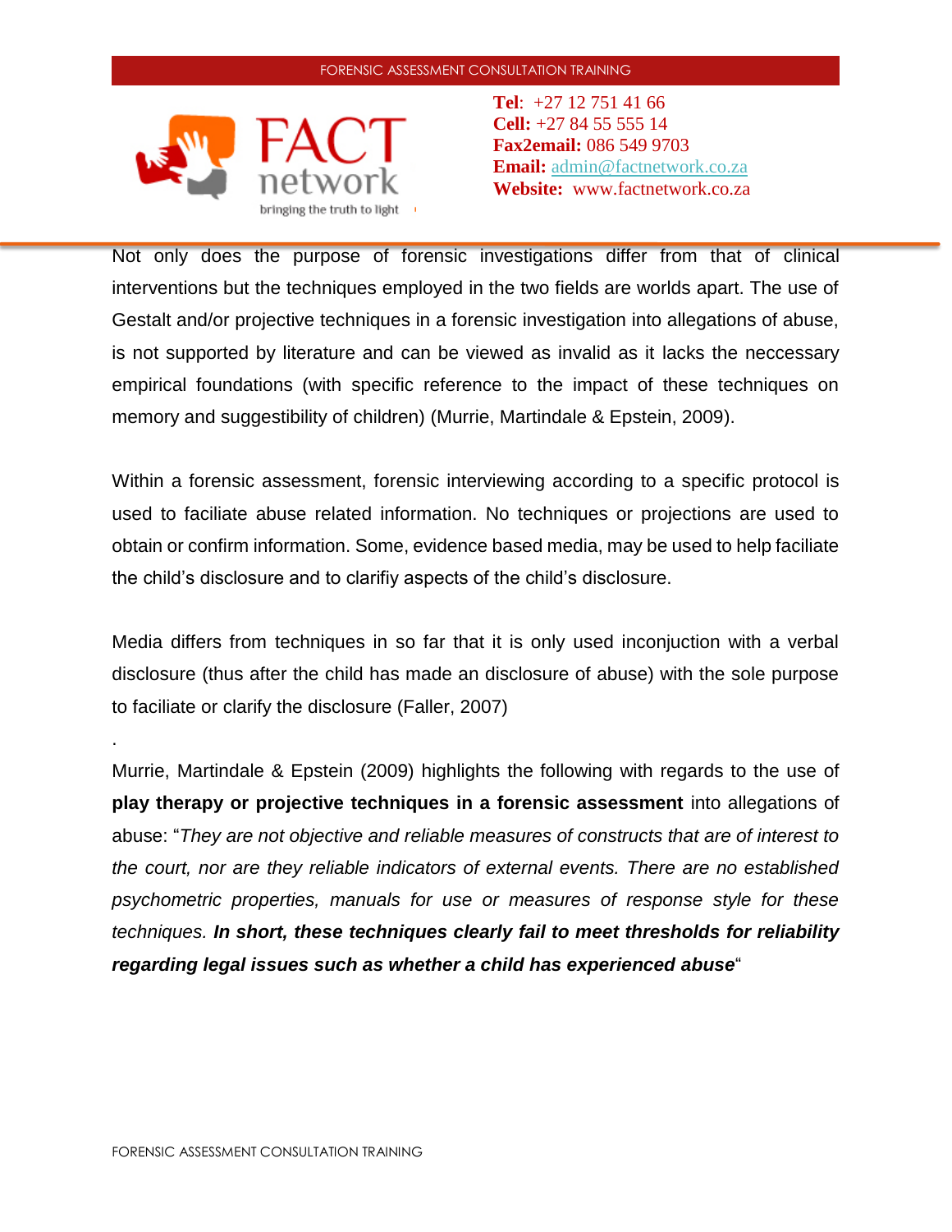Not only does the purpose of forensic investigations differ from that of clinical interventions but the techniques employed in the two fields are worlds apart. The use of Gestalt and/or projective techniques in a forensic investigation into allegations of abuse, is not supported by literature and can be viewed as invalid as it lacks the neccessary empirical foundations (with specific reference to the impact of these techniques on memory and suggestibility of children) (Murrie, Martindale & Epstein, 2009).

Within a forensic assessment, forensic interviewing according to a specific protocol is used to faciliate abuse related information. No techniques or projections are used to obtain or confirm information. Some, evidence based media, may be used to help faciliate the child's disclosure and to clarifiy aspects of the child's disclosure.

Media differs from techniques in so far that it is only used inconjuction with a verbal disclosure (thus after the child has made an disclosure of abuse) with the sole purpose to faciliate or clarify the disclosure (Faller, 2007)

.

Murrie, Martindale & Epstein (2009) highlights the following with regards to the use of **play therapy or projective techniques in a forensic assessment** into allegations of abuse: "*They are not objective and reliable measures of constructs that are of interest to the court, nor are they reliable indicators of external events. There are no established psychometric properties, manuals for use or measures of response style for these techniques.* ***In short, these techniques clearly fail to meet thresholds for reliability regarding legal issues such as whether a child has experienced abuse***"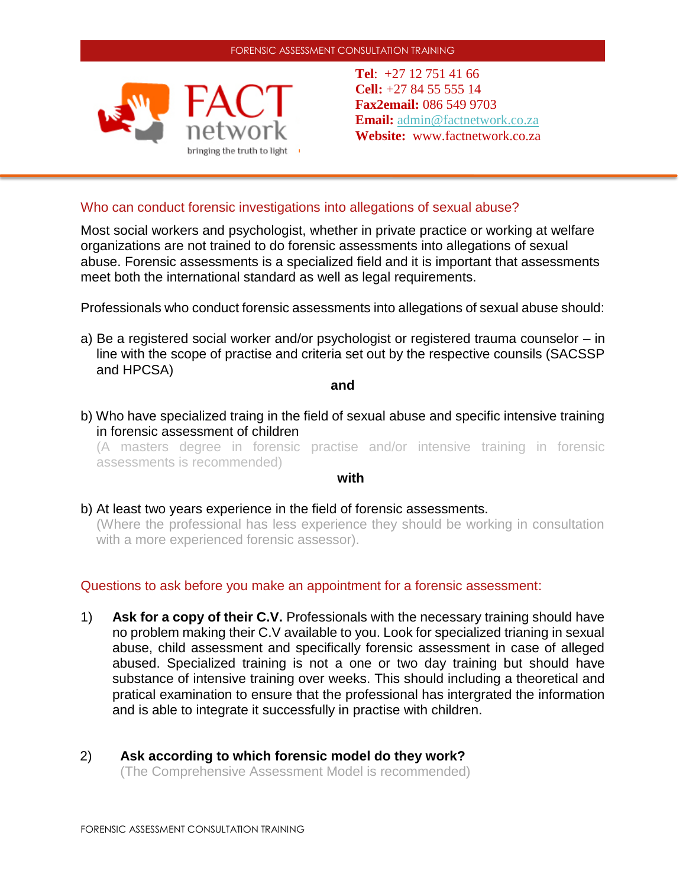## Who can conduct forensic investigations into allegations of sexual abuse?

Most social workers and psychologist, whether in private practice or working at welfare organizations are not trained to do forensic assessments into allegations of sexual abuse. Forensic assessments is a specialized field and it is important that assessments meet both the international standard as well as legal requirements.

Professionals who conduct forensic assessments into allegations of sexual abuse should:

a) Be a registered social worker and/or psychologist or registered trauma counselor – in line with the scope of practise and criteria set out by the respective counsils (SACSSP and HPCSA)

**and**

b) Who have specialized traing in the field of sexual abuse and specific intensive training in forensic assessment of children
(A masters degree in forensic practise and/or intensive training in forensic assessments is recommended)

**with**

b) At least two years experience in the field of forensic assessments.
(Where the professional has less experience they should be working in consultation with a more experienced forensic assessor).

## Questions to ask before you make an appointment for a forensic assessment:

1) **Ask for a copy of their C.V.** Professionals with the necessary training should have no problem making their C.V available to you. Look for specialized trianing in sexual abuse, child assessment and specifically forensic assessment in case of alleged abused. Specialized training is not a one or two day training but should have substance of intensive training over weeks. This should including a theoretical and pratical examination to ensure that the professional has intergrated the information and is able to integrate it successfully in practise with children.

2) **Ask according to which forensic model do they work?**
(The Comprehensive Assessment Model is recommended)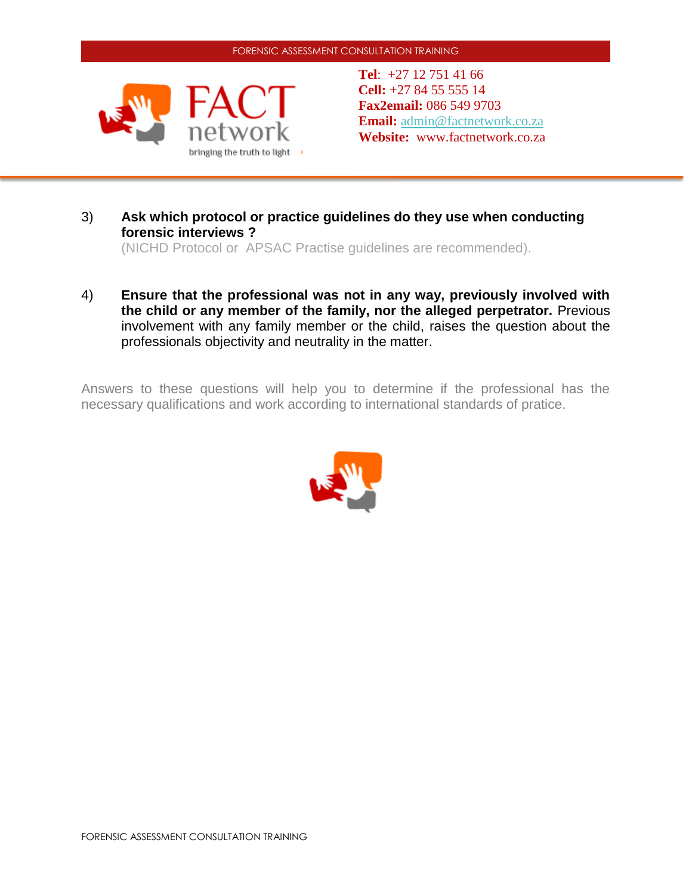3) **Ask which protocol or practice guidelines do they use when conducting forensic interviews ?**
   (NICHD Protocol or APSAC Practise guidelines are recommended).

4) **Ensure that the professional was not in any way, previously involved with the child or any member of the family, nor the alleged perpetrator.** Previous involvement with any family member or the child, raises the question about the professionals objectivity and neutrality in the matter.

Answers to these questions will help you to determine if the professional has the necessary qualifications and work according to international standards of pratice.